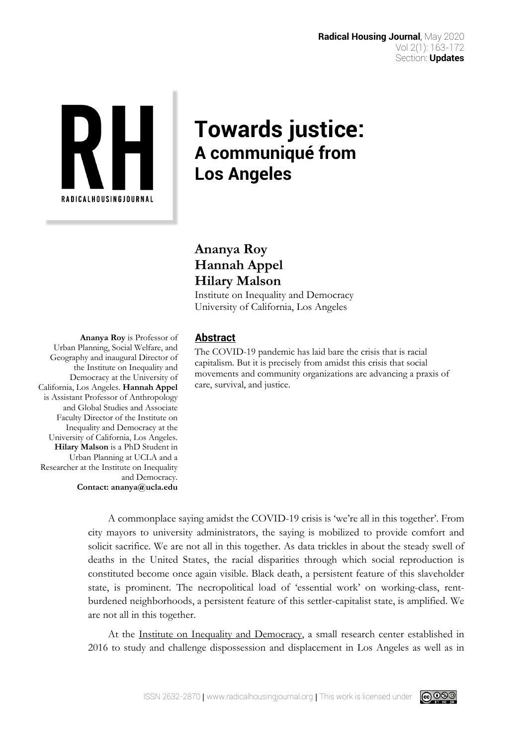# Towards justice: A communiqué from Los Angeles

**Ananya Roy**
**Hannah Appel**
**Hilary Malson**

Institute on Inequality and Democracy
University of California, Los Angeles

**Ananya Roy** is Professor of Urban Planning, Social Welfare, and Geography and inaugural Director of the Institute on Inequality and Democracy at the University of California, Los Angeles. **Hannah Appel** is Assistant Professor of Anthropology and Global Studies and Associate Faculty Director of the Institute on Inequality and Democracy at the University of California, Los Angeles. **Hilary Malson** is a PhD Student in Urban Planning at UCLA and a Researcher at the Institute on Inequality and Democracy.
**Contact: ananya@ucla.edu**

## Abstract

The COVID-19 pandemic has laid bare the crisis that is racial capitalism. But it is precisely from amidst this crisis that social movements and community organizations are advancing a praxis of care, survival, and justice.

A commonplace saying amidst the COVID-19 crisis is 'we're all in this together'. From city mayors to university administrators, the saying is mobilized to provide comfort and solicit sacrifice. We are not all in this together. As data trickles in about the steady swell of deaths in the United States, the racial disparities through which social reproduction is constituted become once again visible. Black death, a persistent feature of this slaveholder state, is prominent. The necropolitical load of 'essential work' on working-class, rent-burdened neighborhoods, a persistent feature of this settler-capitalist state, is amplified. We are not all in this together.

At the Institute on Inequality and Democracy, a small research center established in 2016 to study and challenge dispossession and displacement in Los Angeles as well as in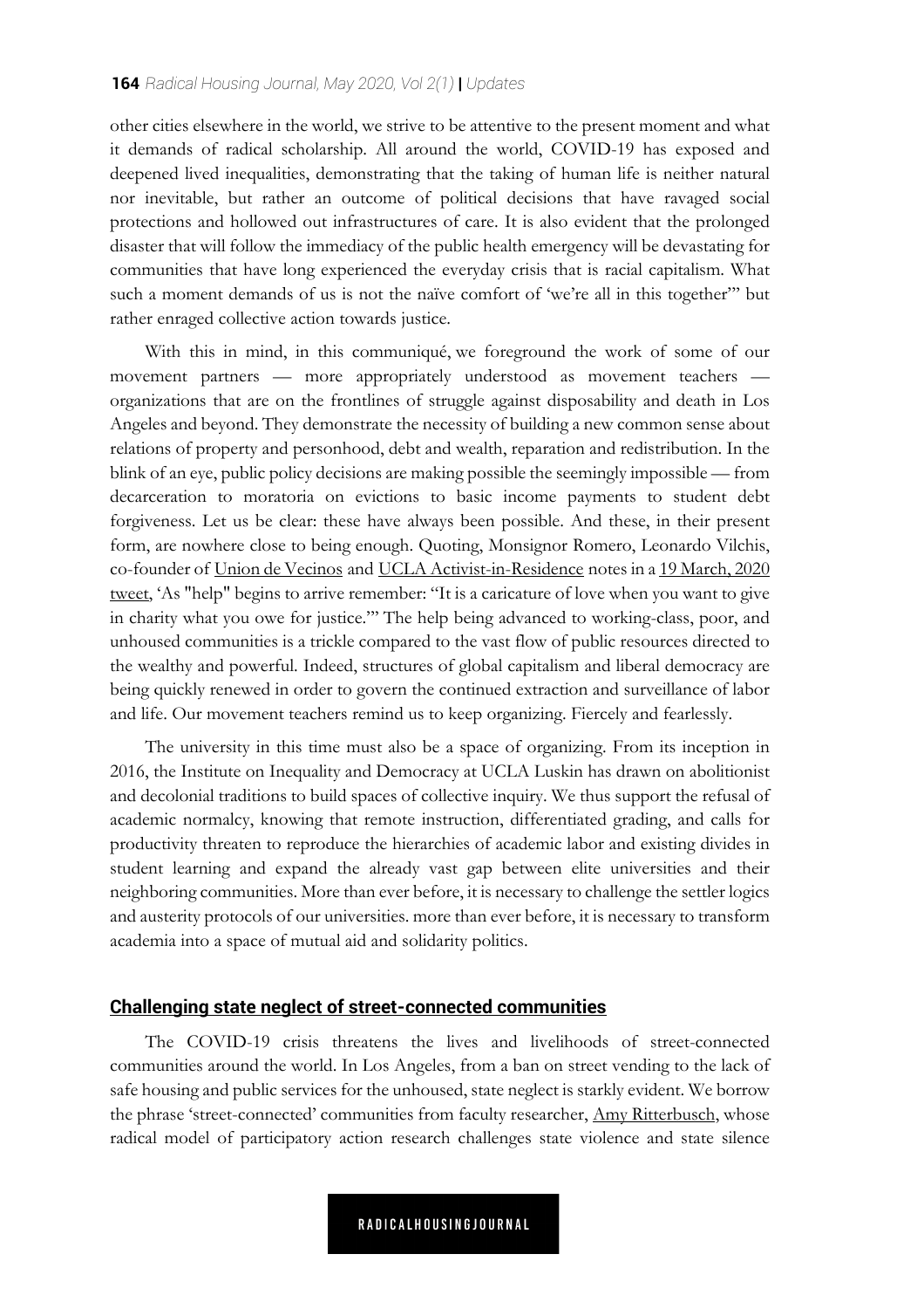other cities elsewhere in the world, we strive to be attentive to the present moment and what it demands of radical scholarship. All around the world, COVID-19 has exposed and deepened lived inequalities, demonstrating that the taking of human life is neither natural nor inevitable, but rather an outcome of political decisions that have ravaged social protections and hollowed out infrastructures of care. It is also evident that the prolonged disaster that will follow the immediacy of the public health emergency will be devastating for communities that have long experienced the everyday crisis that is racial capitalism. What such a moment demands of us is not the naïve comfort of 'we're all in this together'" but rather enraged collective action towards justice.

With this in mind, in this communiqué, we foreground the work of some of our movement partners — more appropriately understood as movement teachers — organizations that are on the frontlines of struggle against disposability and death in Los Angeles and beyond. They demonstrate the necessity of building a new common sense about relations of property and personhood, debt and wealth, reparation and redistribution. In the blink of an eye, public policy decisions are making possible the seemingly impossible — from decarceration to moratoria on evictions to basic income payments to student debt forgiveness. Let us be clear: these have always been possible. And these, in their present form, are nowhere close to being enough. Quoting, Monsignor Romero, Leonardo Vilchis, co-founder of Union de Vecinos and UCLA Activist-in-Residence notes in a 19 March, 2020 tweet, 'As "help" begins to arrive remember: "It is a caricature of love when you want to give in charity what you owe for justice."' The help being advanced to working-class, poor, and unhoused communities is a trickle compared to the vast flow of public resources directed to the wealthy and powerful. Indeed, structures of global capitalism and liberal democracy are being quickly renewed in order to govern the continued extraction and surveillance of labor and life. Our movement teachers remind us to keep organizing. Fiercely and fearlessly.

The university in this time must also be a space of organizing. From its inception in 2016, the Institute on Inequality and Democracy at UCLA Luskin has drawn on abolitionist and decolonial traditions to build spaces of collective inquiry. We thus support the refusal of academic normalcy, knowing that remote instruction, differentiated grading, and calls for productivity threaten to reproduce the hierarchies of academic labor and existing divides in student learning and expand the already vast gap between elite universities and their neighboring communities. More than ever before, it is necessary to challenge the settler logics and austerity protocols of our universities. more than ever before, it is necessary to transform academia into a space of mutual aid and solidarity politics.

## Challenging state neglect of street-connected communities

The COVID-19 crisis threatens the lives and livelihoods of street-connected communities around the world. In Los Angeles, from a ban on street vending to the lack of safe housing and public services for the unhoused, state neglect is starkly evident. We borrow the phrase 'street-connected' communities from faculty researcher, Amy Ritterbusch, whose radical model of participatory action research challenges state violence and state silence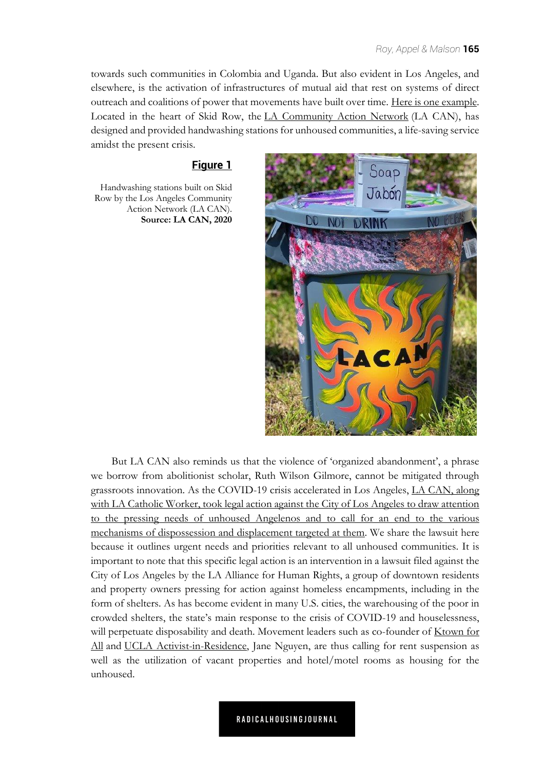towards such communities in Colombia and Uganda. But also evident in Los Angeles, and elsewhere, is the activation of infrastructures of mutual aid that rest on systems of direct outreach and coalitions of power that movements have built over time. Here is one example. Located in the heart of Skid Row, the LA Community Action Network (LA CAN), has designed and provided handwashing stations for unhoused communities, a life-saving service amidst the present crisis.

**Figure 1**

Handwashing stations built on Skid Row by the Los Angeles Community Action Network (LA CAN). **Source: LA CAN, 2020**

But LA CAN also reminds us that the violence of 'organized abandonment', a phrase we borrow from abolitionist scholar, Ruth Wilson Gilmore, cannot be mitigated through grassroots innovation. As the COVID-19 crisis accelerated in Los Angeles, LA CAN, along with LA Catholic Worker, took legal action against the City of Los Angeles to draw attention to the pressing needs of unhoused Angelenos and to call for an end to the various mechanisms of dispossession and displacement targeted at them. We share the lawsuit here because it outlines urgent needs and priorities relevant to all unhoused communities. It is important to note that this specific legal action is an intervention in a lawsuit filed against the City of Los Angeles by the LA Alliance for Human Rights, a group of downtown residents and property owners pressing for action against homeless encampments, including in the form of shelters. As has become evident in many U.S. cities, the warehousing of the poor in crowded shelters, the state's main response to the crisis of COVID-19 and houselessness, will perpetuate disposability and death. Movement leaders such as co-founder of Ktown for All and UCLA Activist-in-Residence, Jane Nguyen, are thus calling for rent suspension as well as the utilization of vacant properties and hotel/motel rooms as housing for the unhoused.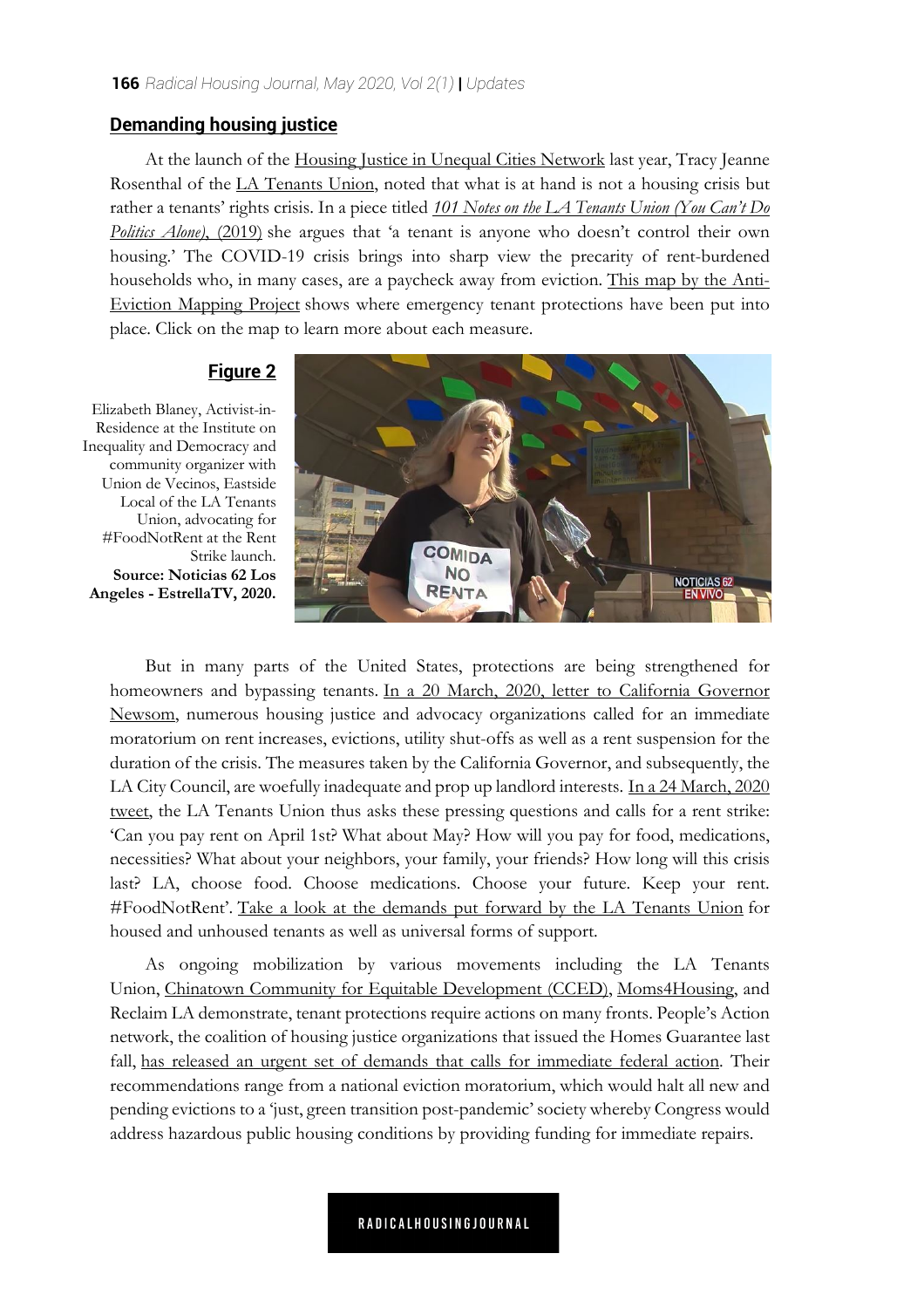## Demanding housing justice

At the launch of the Housing Justice in Unequal Cities Network last year, Tracy Jeanne Rosenthal of the LA Tenants Union, noted that what is at hand is not a housing crisis but rather a tenants' rights crisis. In a piece titled *101 Notes on the LA Tenants Union (You Can't Do Politics Alone)*, (2019) she argues that 'a tenant is anyone who doesn't control their own housing.' The COVID-19 crisis brings into sharp view the precarity of rent-burdened households who, in many cases, are a paycheck away from eviction. This map by the Anti-Eviction Mapping Project shows where emergency tenant protections have been put into place. Click on the map to learn more about each measure.

**Figure 2**

Elizabeth Blaney, Activist-in-Residence at the Institute on Inequality and Democracy and community organizer with Union de Vecinos, Eastside Local of the LA Tenants Union, advocating for #FoodNotRent at the Rent Strike launch. **Source: Noticias 62 Los Angeles - EstrellaTV, 2020.**

But in many parts of the United States, protections are being strengthened for homeowners and bypassing tenants. In a 20 March, 2020, letter to California Governor Newsom, numerous housing justice and advocacy organizations called for an immediate moratorium on rent increases, evictions, utility shut-offs as well as a rent suspension for the duration of the crisis. The measures taken by the California Governor, and subsequently, the LA City Council, are woefully inadequate and prop up landlord interests. In a 24 March, 2020 tweet, the LA Tenants Union thus asks these pressing questions and calls for a rent strike: 'Can you pay rent on April 1st? What about May? How will you pay for food, medications, necessities? What about your neighbors, your family, your friends? How long will this crisis last? LA, choose food. Choose medications. Choose your future. Keep your rent. #FoodNotRent'. Take a look at the demands put forward by the LA Tenants Union for housed and unhoused tenants as well as universal forms of support.

As ongoing mobilization by various movements including the LA Tenants Union, Chinatown Community for Equitable Development (CCED), Moms4Housing, and Reclaim LA demonstrate, tenant protections require actions on many fronts. People's Action network, the coalition of housing justice organizations that issued the Homes Guarantee last fall, has released an urgent set of demands that calls for immediate federal action. Their recommendations range from a national eviction moratorium, which would halt all new and pending evictions to a 'just, green transition post-pandemic' society whereby Congress would address hazardous public housing conditions by providing funding for immediate repairs.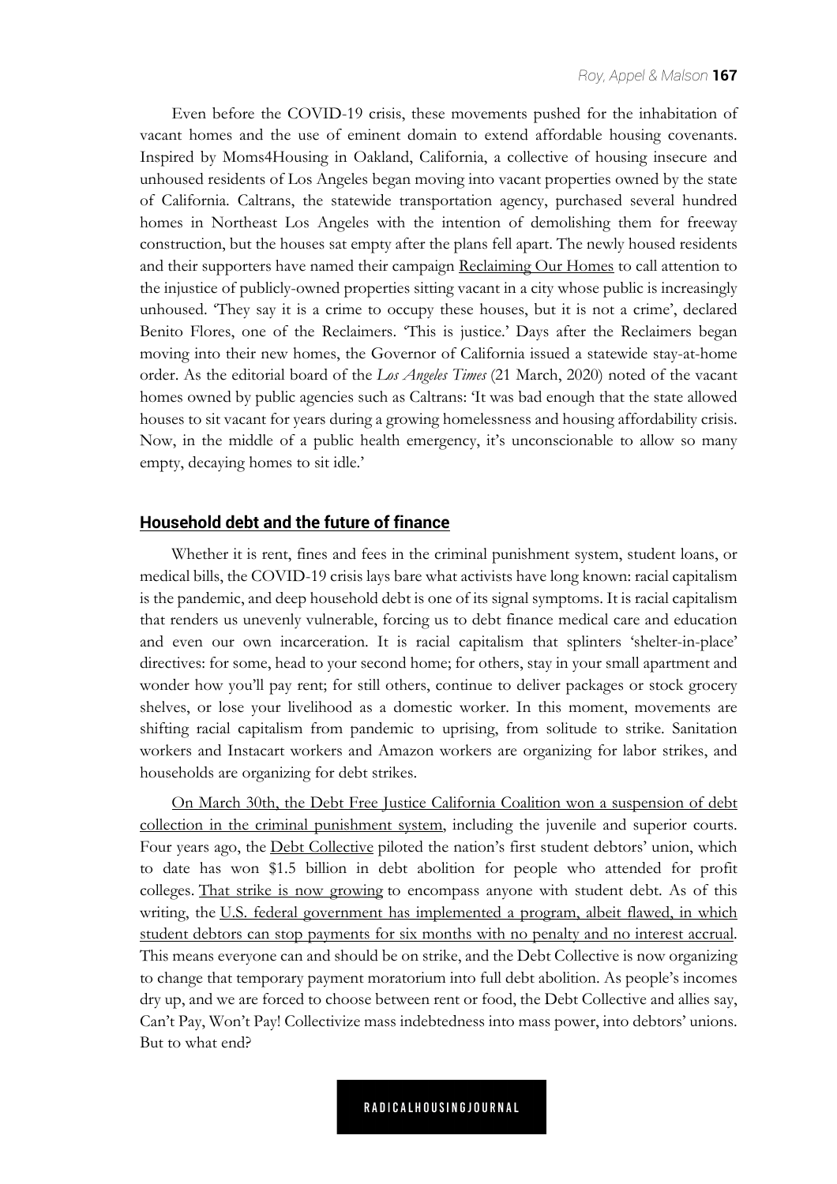Even before the COVID-19 crisis, these movements pushed for the inhabitation of vacant homes and the use of eminent domain to extend affordable housing covenants. Inspired by Moms4Housing in Oakland, California, a collective of housing insecure and unhoused residents of Los Angeles began moving into vacant properties owned by the state of California. Caltrans, the statewide transportation agency, purchased several hundred homes in Northeast Los Angeles with the intention of demolishing them for freeway construction, but the houses sat empty after the plans fell apart. The newly housed residents and their supporters have named their campaign Reclaiming Our Homes to call attention to the injustice of publicly-owned properties sitting vacant in a city whose public is increasingly unhoused. 'They say it is a crime to occupy these houses, but it is not a crime', declared Benito Flores, one of the Reclaimers. 'This is justice.' Days after the Reclaimers began moving into their new homes, the Governor of California issued a statewide stay-at-home order. As the editorial board of the *Los Angeles Times* (21 March, 2020) noted of the vacant homes owned by public agencies such as Caltrans: 'It was bad enough that the state allowed houses to sit vacant for years during a growing homelessness and housing affordability crisis. Now, in the middle of a public health emergency, it's unconscionable to allow so many empty, decaying homes to sit idle.'

## Household debt and the future of finance

Whether it is rent, fines and fees in the criminal punishment system, student loans, or medical bills, the COVID-19 crisis lays bare what activists have long known: racial capitalism is the pandemic, and deep household debt is one of its signal symptoms. It is racial capitalism that renders us unevenly vulnerable, forcing us to debt finance medical care and education and even our own incarceration. It is racial capitalism that splinters 'shelter-in-place' directives: for some, head to your second home; for others, stay in your small apartment and wonder how you'll pay rent; for still others, continue to deliver packages or stock grocery shelves, or lose your livelihood as a domestic worker. In this moment, movements are shifting racial capitalism from pandemic to uprising, from solitude to strike. Sanitation workers and Instacart workers and Amazon workers are organizing for labor strikes, and households are organizing for debt strikes.

On March 30th, the Debt Free Justice California Coalition won a suspension of debt collection in the criminal punishment system, including the juvenile and superior courts. Four years ago, the Debt Collective piloted the nation's first student debtors' union, which to date has won $1.5 billion in debt abolition for people who attended for profit colleges. That strike is now growing to encompass anyone with student debt. As of this writing, the U.S. federal government has implemented a program, albeit flawed, in which student debtors can stop payments for six months with no penalty and no interest accrual. This means everyone can and should be on strike, and the Debt Collective is now organizing to change that temporary payment moratorium into full debt abolition. As people's incomes dry up, and we are forced to choose between rent or food, the Debt Collective and allies say, Can't Pay, Won't Pay! Collectivize mass indebtedness into mass power, into debtors' unions. But to what end?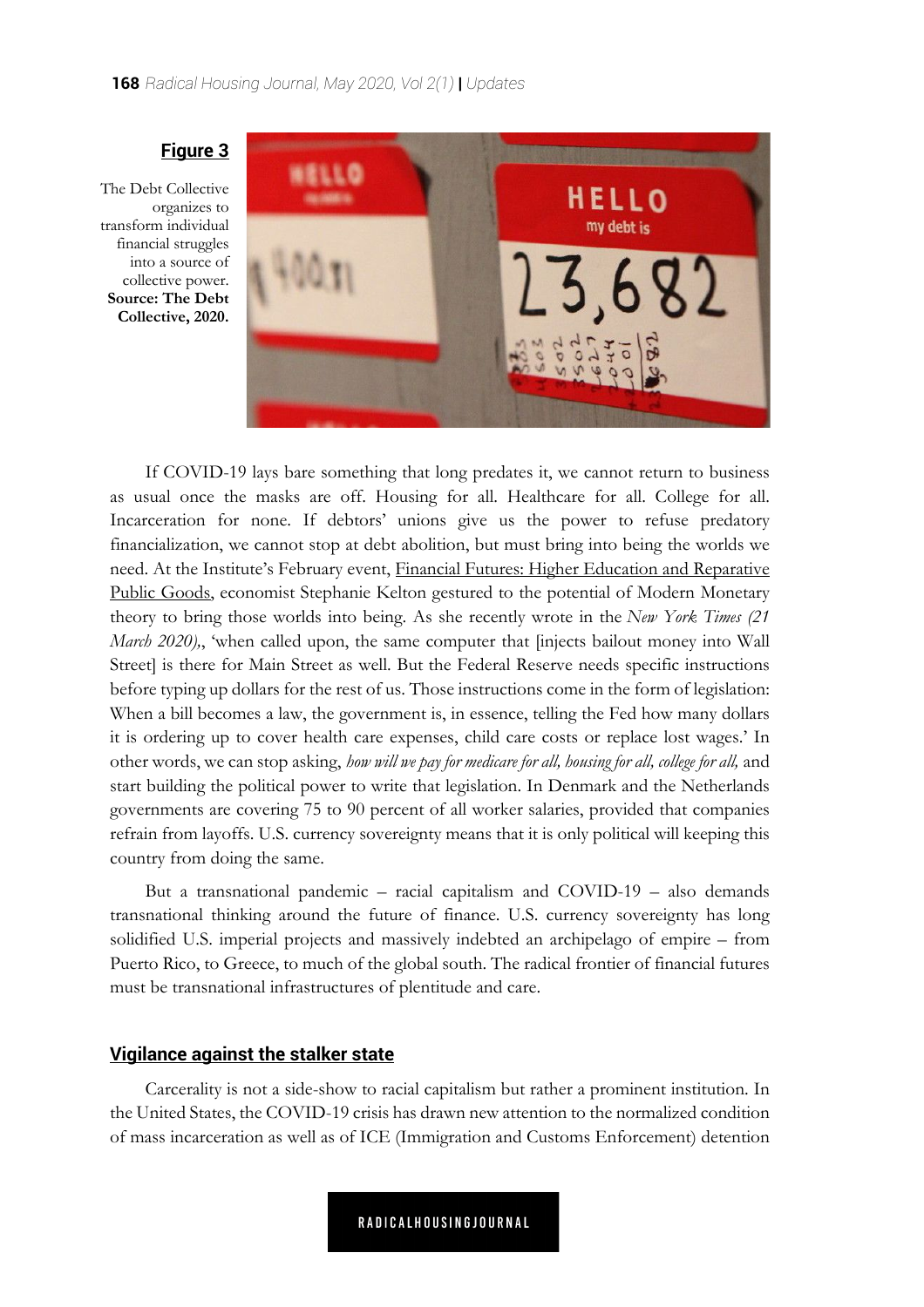**Figure 3**

The Debt Collective organizes to transform individual financial struggles into a source of collective power. **Source: The Debt Collective, 2020.**

If COVID-19 lays bare something that long predates it, we cannot return to business as usual once the masks are off. Housing for all. Healthcare for all. College for all. Incarceration for none. If debtors' unions give us the power to refuse predatory financialization, we cannot stop at debt abolition, but must bring into being the worlds we need. At the Institute's February event, Financial Futures: Higher Education and Reparative Public Goods, economist Stephanie Kelton gestured to the potential of Modern Monetary theory to bring those worlds into being. As she recently wrote in the *New York Times (21 March 2020),*, 'when called upon, the same computer that [injects bailout money into Wall Street] is there for Main Street as well. But the Federal Reserve needs specific instructions before typing up dollars for the rest of us. Those instructions come in the form of legislation: When a bill becomes a law, the government is, in essence, telling the Fed how many dollars it is ordering up to cover health care expenses, child care costs or replace lost wages.' In other words, we can stop asking, *how will we pay for medicare for all, housing for all, college for all,* and start building the political power to write that legislation. In Denmark and the Netherlands governments are covering 75 to 90 percent of all worker salaries, provided that companies refrain from layoffs. U.S. currency sovereignty means that it is only political will keeping this country from doing the same.

But a transnational pandemic – racial capitalism and COVID-19 – also demands transnational thinking around the future of finance. U.S. currency sovereignty has long solidified U.S. imperial projects and massively indebted an archipelago of empire – from Puerto Rico, to Greece, to much of the global south. The radical frontier of financial futures must be transnational infrastructures of plentitude and care.

## Vigilance against the stalker state

Carcerality is not a side-show to racial capitalism but rather a prominent institution. In the United States, the COVID-19 crisis has drawn new attention to the normalized condition of mass incarceration as well as of ICE (Immigration and Customs Enforcement) detention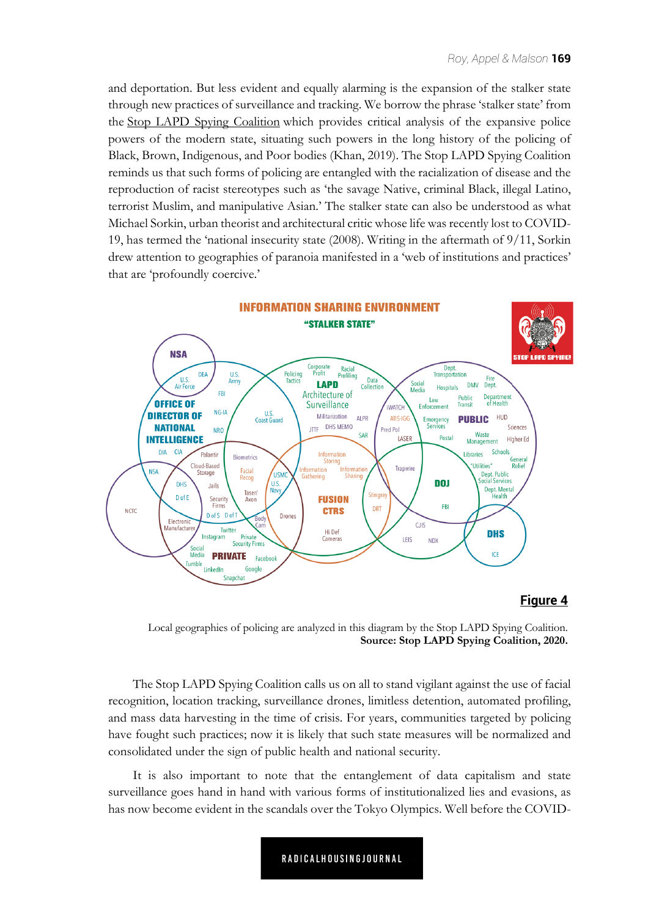and deportation. But less evident and equally alarming is the expansion of the stalker state through new practices of surveillance and tracking. We borrow the phrase 'stalker state' from the Stop LAPD Spying Coalition which provides critical analysis of the expansive police powers of the modern state, situating such powers in the long history of the policing of Black, Brown, Indigenous, and Poor bodies (Khan, 2019). The Stop LAPD Spying Coalition reminds us that such forms of policing are entangled with the racialization of disease and the reproduction of racist stereotypes such as 'the savage Native, criminal Black, illegal Latino, terrorist Muslim, and manipulative Asian.' The stalker state can also be understood as what Michael Sorkin, urban theorist and architectural critic whose life was recently lost to COVID-19, has termed the 'national insecurity state (2008). Writing in the aftermath of 9/11, Sorkin drew attention to geographies of paranoia manifested in a 'web of institutions and practices' that are 'profoundly coercive.'

**Figure 4**

Local geographies of policing are analyzed in this diagram by the Stop LAPD Spying Coalition.
**Source: Stop LAPD Spying Coalition, 2020.**

The Stop LAPD Spying Coalition calls us on all to stand vigilant against the use of facial recognition, location tracking, surveillance drones, limitless detention, automated profiling, and mass data harvesting in the time of crisis. For years, communities targeted by policing have fought such practices; now it is likely that such state measures will be normalized and consolidated under the sign of public health and national security.

It is also important to note that the entanglement of data capitalism and state surveillance goes hand in hand with various forms of institutionalized lies and evasions, as has now become evident in the scandals over the Tokyo Olympics. Well before the COVID-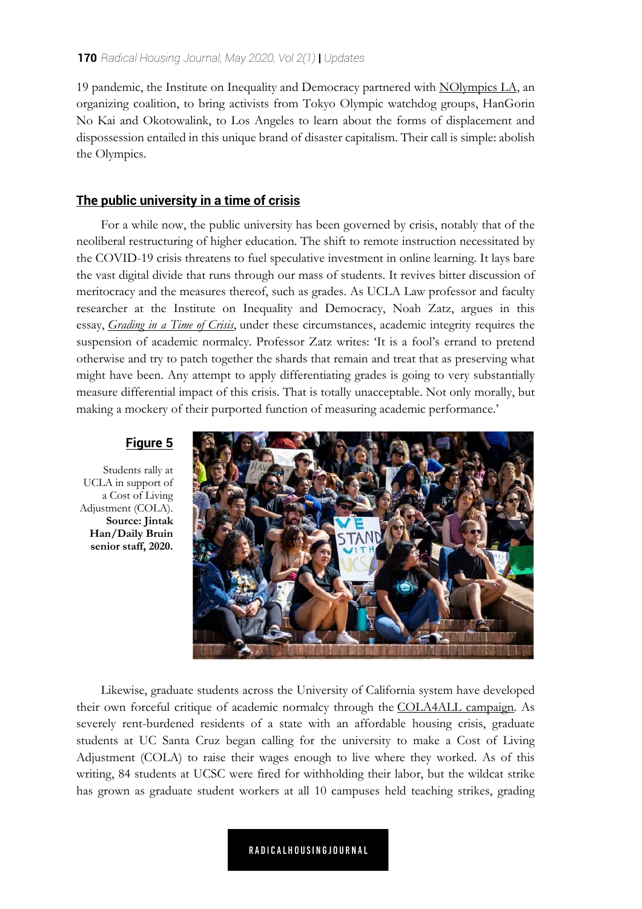19 pandemic, the Institute on Inequality and Democracy partnered with NOlympics LA, an organizing coalition, to bring activists from Tokyo Olympic watchdog groups, HanGorin No Kai and Okotowalink, to Los Angeles to learn about the forms of displacement and dispossession entailed in this unique brand of disaster capitalism. Their call is simple: abolish the Olympics.

## The public university in a time of crisis

For a while now, the public university has been governed by crisis, notably that of the neoliberal restructuring of higher education. The shift to remote instruction necessitated by the COVID-19 crisis threatens to fuel speculative investment in online learning. It lays bare the vast digital divide that runs through our mass of students. It revives bitter discussion of meritocracy and the measures thereof, such as grades. As UCLA Law professor and faculty researcher at the Institute on Inequality and Democracy, Noah Zatz, argues in this essay, *Grading in a Time of Crisis*, under these circumstances, academic integrity requires the suspension of academic normalcy. Professor Zatz writes: 'It is a fool's errand to pretend otherwise and try to patch together the shards that remain and treat that as preserving what might have been. Any attempt to apply differentiating grades is going to very substantially measure differential impact of this crisis. That is totally unacceptable. Not only morally, but making a mockery of their purported function of measuring academic performance.'

**Figure 5**

Students rally at UCLA in support of a Cost of Living Adjustment (COLA). **Source: Jintak Han/Daily Bruin senior staff, 2020.**

Likewise, graduate students across the University of California system have developed their own forceful critique of academic normalcy through the COLA4ALL campaign. As severely rent-burdened residents of a state with an affordable housing crisis, graduate students at UC Santa Cruz began calling for the university to make a Cost of Living Adjustment (COLA) to raise their wages enough to live where they worked. As of this writing, 84 students at UCSC were fired for withholding their labor, but the wildcat strike has grown as graduate student workers at all 10 campuses held teaching strikes, grading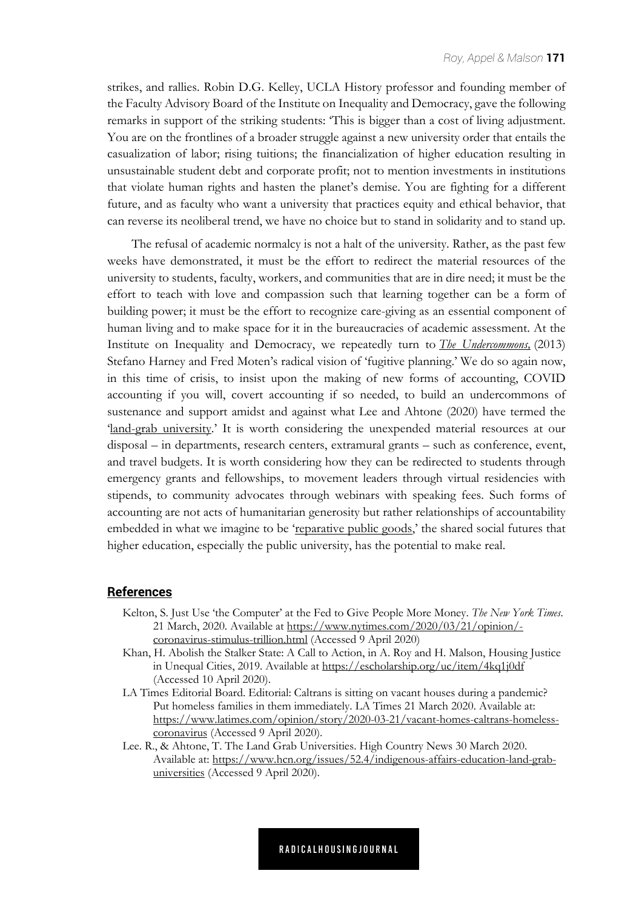strikes, and rallies. Robin D.G. Kelley, UCLA History professor and founding member of the Faculty Advisory Board of the Institute on Inequality and Democracy, gave the following remarks in support of the striking students: 'This is bigger than a cost of living adjustment. You are on the frontlines of a broader struggle against a new university order that entails the casualization of labor; rising tuitions; the financialization of higher education resulting in unsustainable student debt and corporate profit; not to mention investments in institutions that violate human rights and hasten the planet's demise. You are fighting for a different future, and as faculty who want a university that practices equity and ethical behavior, that can reverse its neoliberal trend, we have no choice but to stand in solidarity and to stand up.

The refusal of academic normalcy is not a halt of the university. Rather, as the past few weeks have demonstrated, it must be the effort to redirect the material resources of the university to students, faculty, workers, and communities that are in dire need; it must be the effort to teach with love and compassion such that learning together can be a form of building power; it must be the effort to recognize care-giving as an essential component of human living and to make space for it in the bureaucracies of academic assessment. At the Institute on Inequality and Democracy, we repeatedly turn to *The Undercommons,* (2013) Stefano Harney and Fred Moten's radical vision of 'fugitive planning.' We do so again now, in this time of crisis, to insist upon the making of new forms of accounting, COVID accounting if you will, covert accounting if so needed, to build an undercommons of sustenance and support amidst and against what Lee and Ahtone (2020) have termed the 'land-grab university.' It is worth considering the unexpended material resources at our disposal – in departments, research centers, extramural grants – such as conference, event, and travel budgets. It is worth considering how they can be redirected to students through emergency grants and fellowships, to movement leaders through virtual residencies with stipends, to community advocates through webinars with speaking fees. Such forms of accounting are not acts of humanitarian generosity but rather relationships of accountability embedded in what we imagine to be 'reparative public goods,' the shared social futures that higher education, especially the public university, has the potential to make real.

## References

Kelton, S. Just Use 'the Computer' at the Fed to Give People More Money. *The New York Times*. 21 March, 2020. Available at https://www.nytimes.com/2020/03/21/opinion/-coronavirus-stimulus-trillion.html (Accessed 9 April 2020)

Khan, H. Abolish the Stalker State: A Call to Action, in A. Roy and H. Malson, Housing Justice in Unequal Cities, 2019. Available at https://escholarship.org/uc/item/4kq1j0df (Accessed 10 April 2020).

LA Times Editorial Board. Editorial: Caltrans is sitting on vacant houses during a pandemic? Put homeless families in them immediately. LA Times 21 March 2020. Available at: https://www.latimes.com/opinion/story/2020-03-21/vacant-homes-caltrans-homeless-coronavirus (Accessed 9 April 2020).

Lee. R., & Ahtone, T. The Land Grab Universities. High Country News 30 March 2020. Available at: https://www.hcn.org/issues/52.4/indigenous-affairs-education-land-grab-universities (Accessed 9 April 2020).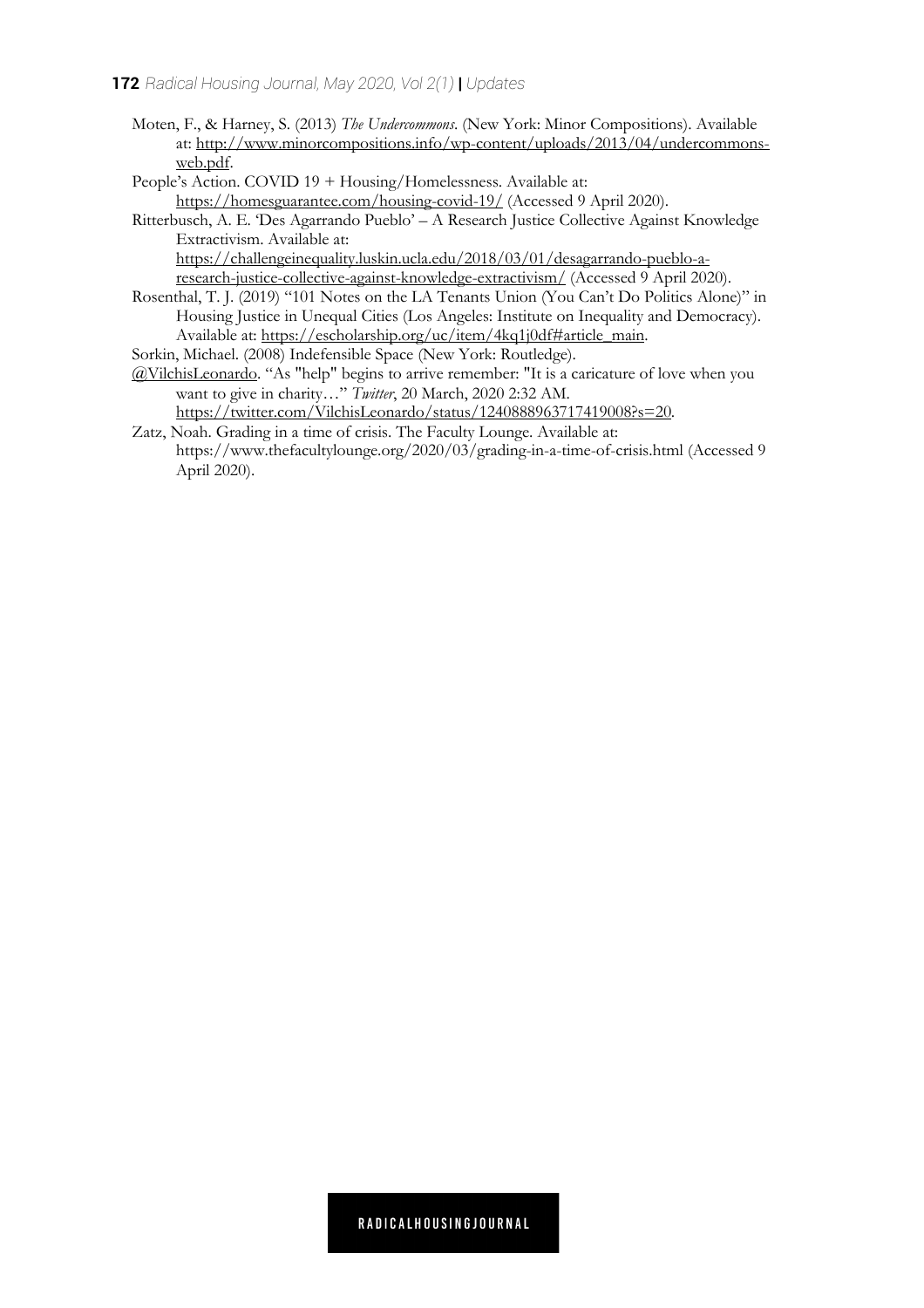Moten, F., & Harney, S. (2013) *The Undercommons*. (New York: Minor Compositions). Available at: http://www.minorcompositions.info/wp-content/uploads/2013/04/undercommons-web.pdf.

People's Action. COVID 19 + Housing/Homelessness. Available at: https://homesguarantee.com/housing-covid-19/ (Accessed 9 April 2020).

Ritterbusch, A. E. 'Des Agarrando Pueblo' – A Research Justice Collective Against Knowledge Extractivism. Available at: https://challengeinequality.luskin.ucla.edu/2018/03/01/desagarrando-pueblo-a-research-justice-collective-against-knowledge-extractivism/ (Accessed 9 April 2020).

Rosenthal, T. J. (2019) "101 Notes on the LA Tenants Union (You Can't Do Politics Alone)" in Housing Justice in Unequal Cities (Los Angeles: Institute on Inequality and Democracy). Available at: https://escholarship.org/uc/item/4kq1j0df#article_main.

Sorkin, Michael. (2008) Indefensible Space (New York: Routledge).

@VilchisLeonardo. "As "help" begins to arrive remember: "It is a caricature of love when you want to give in charity…" *Twitter*, 20 March, 2020 2:32 AM. https://twitter.com/VilchisLeonardo/status/1240888963717419008?s=20.

Zatz, Noah. Grading in a time of crisis. The Faculty Lounge. Available at: https://www.thefacultylounge.org/2020/03/grading-in-a-time-of-crisis.html (Accessed 9 April 2020).